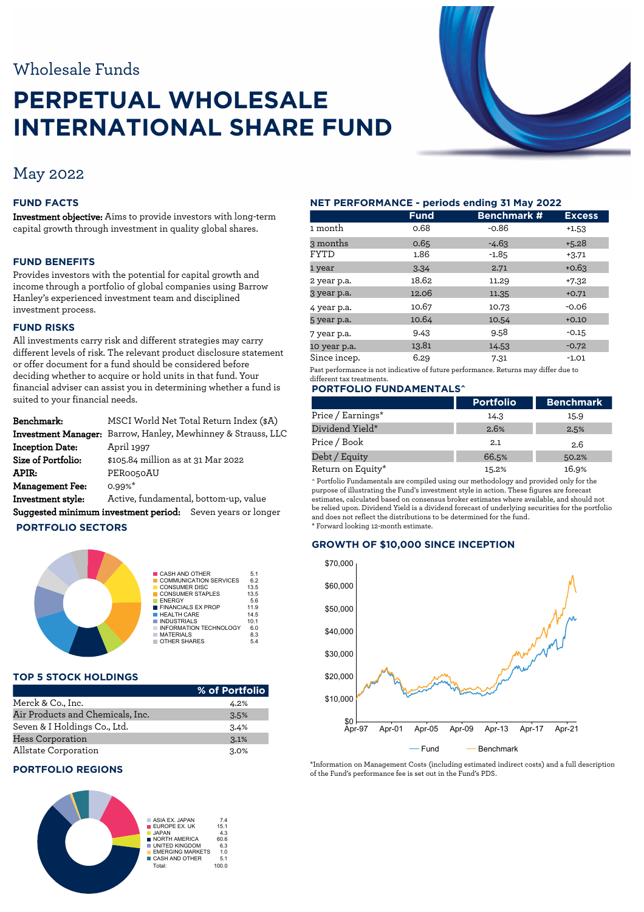Wholesale Funds

# PERPETUAL WHOLESALE INTERNATIONAL SHARE FUND

May 2022

## FUND FACTS

**Investment objective:** Aims to provide investors with long-term capital growth through investment in quality global shares.

## FUND BENEFITS

Provides investors with the potential for capital growth and income through a portfolio of global companies using Barrow Hanley's experienced investment team and disciplined investment process.

## FUND RISKS

All investments carry risk and different strategies may carry different levels of risk. The relevant product disclosure statement or offer document for a fund should be considered before deciding whether to acquire or hold units in that fund. Your financial adviser can assist you in determining whether a fund is suited to your financial needs.

**Benchmark:** MSCI World Net Total Return Index ($A)
**Investment Manager:** Barrow, Hanley, Mewhinney & Strauss, LLC
**Inception Date:** April 1997
**Size of Portfolio:** $105.84 million as at 31 Mar 2022
**APIR:** PER0050AU
**Management Fee:** 0.99%*
**Investment style:** Active, fundamental, bottom-up, value
**Suggested minimum investment period:** Seven years or longer

## PORTFOLIO SECTORS

| Sector | % |
|---|---|
| CASH AND OTHER | 5.1 |
| COMMUNICATION SERVICES | 6.2 |
| CONSUMER DISC | 13.5 |
| CONSUMER STAPLES | 13.5 |
| ENERGY | 5.6 |
| FINANCIALS EX PROP | 11.9 |
| HEALTH CARE | 14.5 |
| INDUSTRIALS | 10.1 |
| INFORMATION TECHNOLOGY | 6.0 |
| MATERIALS | 8.3 |
| OTHER SHARES | 5.4 |

## TOP 5 STOCK HOLDINGS

| | % of Portfolio |
|---|---|
| Merck & Co., Inc. | 4.2% |
| Air Products and Chemicals, Inc. | 3.5% |
| Seven & I Holdings Co., Ltd. | 3.4% |
| Hess Corporation | 3.1% |
| Allstate Corporation | 3.0% |

## PORTFOLIO REGIONS

| Region | % |
|---|---|
| ASIA EX. JAPAN | 7.4 |
| EUROPE EX. UK | 15.1 |
| JAPAN | 4.3 |
| NORTH AMERICA | 60.6 |
| UNITED KINGDOM | 6.3 |
| EMERGING MARKETS | 1.0 |
| CASH AND OTHER | 5.1 |
| Total: | 100.0 |

## NET PERFORMANCE - periods ending 31 May 2022

| | Fund | Benchmark # | Excess |
|---|---|---|---|
| 1 month | 0.68 | -0.86 | +1.53 |
| 3 months | 0.65 | -4.63 | +5.28 |
| FYTD | 1.86 | -1.85 | +3.71 |
| 1 year | 3.34 | 2.71 | +0.63 |
| 2 year p.a. | 18.62 | 11.29 | +7.32 |
| 3 year p.a. | 12.06 | 11.35 | +0.71 |
| 4 year p.a. | 10.67 | 10.73 | -0.06 |
| 5 year p.a. | 10.64 | 10.54 | +0.10 |
| 7 year p.a. | 9.43 | 9.58 | -0.15 |
| 10 year p.a. | 13.81 | 14.53 | -0.72 |
| Since incep. | 6.29 | 7.31 | -1.01 |

Past performance is not indicative of future performance. Returns may differ due to different tax treatments.

## PORTFOLIO FUNDAMENTALS^

| | Portfolio | Benchmark |
|---|---|---|
| Price / Earnings* | 14.3 | 15.9 |
| Dividend Yield* | 2.6% | 2.5% |
| Price / Book | 2.1 | 2.6 |
| Debt / Equity | 66.5% | 50.2% |
| Return on Equity* | 15.2% | 16.9% |

^ Portfolio Fundamentals are compiled using our methodology and provided only for the purpose of illustrating the Fund's investment style in action. These figures are forecast estimates, calculated based on consensus broker estimates where available, and should not be relied upon. Dividend Yield is a dividend forecast of underlying securities for the portfolio and does not reflect the distributions to be determined for the fund.
* Forward looking 12-month estimate.

## GROWTH OF $10,000 SINCE INCEPTION

Fund — Benchmark

*Information on Management Costs (including estimated indirect costs) and a full description of the Fund's performance fee is set out in the Fund's PDS.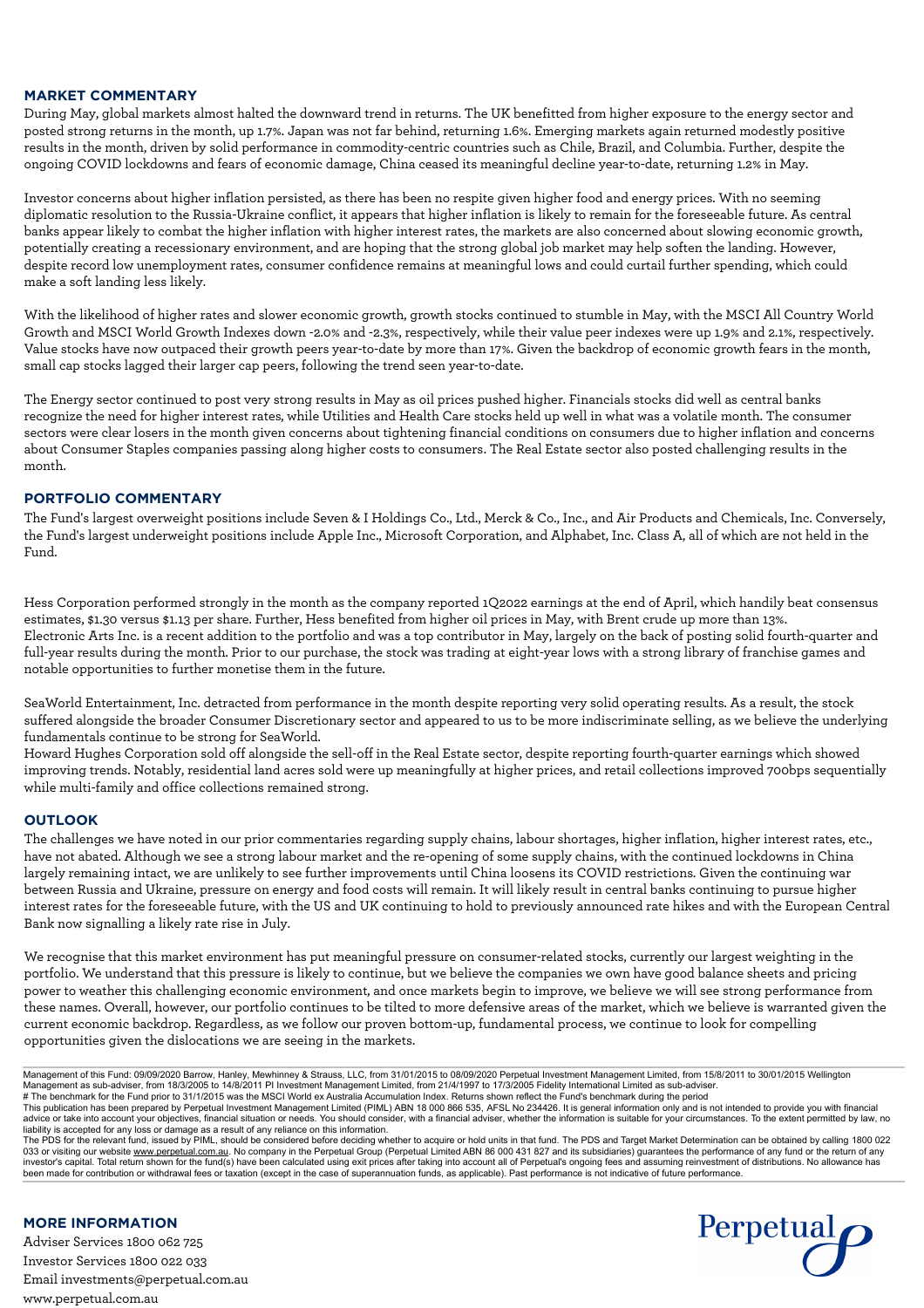## MARKET COMMENTARY

During May, global markets almost halted the downward trend in returns. The UK benefitted from higher exposure to the energy sector and posted strong returns in the month, up 1.7%. Japan was not far behind, returning 1.6%. Emerging markets again returned modestly positive results in the month, driven by solid performance in commodity-centric countries such as Chile, Brazil, and Columbia. Further, despite the ongoing COVID lockdowns and fears of economic damage, China ceased its meaningful decline year-to-date, returning 1.2% in May.

Investor concerns about higher inflation persisted, as there has been no respite given higher food and energy prices. With no seeming diplomatic resolution to the Russia-Ukraine conflict, it appears that higher inflation is likely to remain for the foreseeable future. As central banks appear likely to combat the higher inflation with higher interest rates, the markets are also concerned about slowing economic growth, potentially creating a recessionary environment, and are hoping that the strong global job market may help soften the landing. However, despite record low unemployment rates, consumer confidence remains at meaningful lows and could curtail further spending, which could make a soft landing less likely.

With the likelihood of higher rates and slower economic growth, growth stocks continued to stumble in May, with the MSCI All Country World Growth and MSCI World Growth Indexes down -2.0% and -2.3%, respectively, while their value peer indexes were up 1.9% and 2.1%, respectively. Value stocks have now outpaced their growth peers year-to-date by more than 17%. Given the backdrop of economic growth fears in the month, small cap stocks lagged their larger cap peers, following the trend seen year-to-date.

The Energy sector continued to post very strong results in May as oil prices pushed higher. Financials stocks did well as central banks recognize the need for higher interest rates, while Utilities and Health Care stocks held up well in what was a volatile month. The consumer sectors were clear losers in the month given concerns about tightening financial conditions on consumers due to higher inflation and concerns about Consumer Staples companies passing along higher costs to consumers. The Real Estate sector also posted challenging results in the month.

## PORTFOLIO COMMENTARY

The Fund's largest overweight positions include Seven & I Holdings Co., Ltd., Merck & Co., Inc., and Air Products and Chemicals, Inc. Conversely, the Fund's largest underweight positions include Apple Inc., Microsoft Corporation, and Alphabet, Inc. Class A, all of which are not held in the Fund.

Hess Corporation performed strongly in the month as the company reported 1Q2022 earnings at the end of April, which handily beat consensus estimates, $1.30 versus $1.13 per share. Further, Hess benefited from higher oil prices in May, with Brent crude up more than 13%.
Electronic Arts Inc. is a recent addition to the portfolio and was a top contributor in May, largely on the back of posting solid fourth-quarter and full-year results during the month. Prior to our purchase, the stock was trading at eight-year lows with a strong library of franchise games and notable opportunities to further monetise them in the future.

SeaWorld Entertainment, Inc. detracted from performance in the month despite reporting very solid operating results. As a result, the stock suffered alongside the broader Consumer Discretionary sector and appeared to us to be more indiscriminate selling, as we believe the underlying fundamentals continue to be strong for SeaWorld.
Howard Hughes Corporation sold off alongside the sell-off in the Real Estate sector, despite reporting fourth-quarter earnings which showed improving trends. Notably, residential land acres sold were up meaningfully at higher prices, and retail collections improved 700bps sequentially while multi-family and office collections remained strong.

## OUTLOOK

The challenges we have noted in our prior commentaries regarding supply chains, labour shortages, higher inflation, higher interest rates, etc., have not abated. Although we see a strong labour market and the re-opening of some supply chains, with the continued lockdowns in China largely remaining intact, we are unlikely to see further improvements until China loosens its COVID restrictions. Given the continuing war between Russia and Ukraine, pressure on energy and food costs will remain. It will likely result in central banks continuing to pursue higher interest rates for the foreseeable future, with the US and UK continuing to hold to previously announced rate hikes and with the European Central Bank now signalling a likely rate rise in July.

We recognise that this market environment has put meaningful pressure on consumer-related stocks, currently our largest weighting in the portfolio. We understand that this pressure is likely to continue, but we believe the companies we own have good balance sheets and pricing power to weather this challenging economic environment, and once markets begin to improve, we believe we will see strong performance from these names. Overall, however, our portfolio continues to be tilted to more defensive areas of the market, which we believe is warranted given the current economic backdrop. Regardless, as we follow our proven bottom-up, fundamental process, we continue to look for compelling opportunities given the dislocations we are seeing in the markets.

Management of this Fund: 09/09/2020 Barrow, Hanley, Mewhinney & Strauss, LLC, from 31/01/2015 to 08/09/2020 Perpetual Investment Management Limited, from 15/8/2011 to 30/01/2015 Wellington Management as sub-adviser, from 18/3/2005 to 14/8/2011 PI Investment Management Limited, from 21/4/1997 to 17/3/2005 Fidelity International Limited as sub-adviser.
# The benchmark for the Fund prior to 31/1/2015 was the MSCI World ex Australia Accumulation Index. Returns shown reflect the Fund's benchmark during the period
This publication has been prepared by Perpetual Investment Management Limited (PIML) ABN 18 000 866 535, AFSL No 234426. It is general information only and is not intended to provide you with financial advice or take into account your objectives, financial situation or needs. You should consider, with a financial adviser, whether the information is suitable for your circumstances. To the extent permitted by law, no liability is accepted for any loss or damage as a result of any reliance on this information.
The PDS for the relevant fund, issued by PIML, should be considered before deciding whether to acquire or hold units in that fund. The PDS and Target Market Determination can be obtained by calling 1800 022 033 or visiting our website www.perpetual.com.au. No company in the Perpetual Group (Perpetual Limited ABN 86 000 431 827 and its subsidiaries) guarantees the performance of any fund or the return of any investor's capital. Total return shown for the fund(s) have been calculated using exit prices after taking into account all of Perpetual's ongoing fees and assuming reinvestment of distributions. No allowance has been made for contribution or withdrawal fees or taxation (except in the case of superannuation funds, as applicable). Past performance is not indicative of future performance.

## MORE INFORMATION

Adviser Services 1800 062 725
Investor Services 1800 022 033
Email investments@perpetual.com.au
www.perpetual.com.au

Perpetual